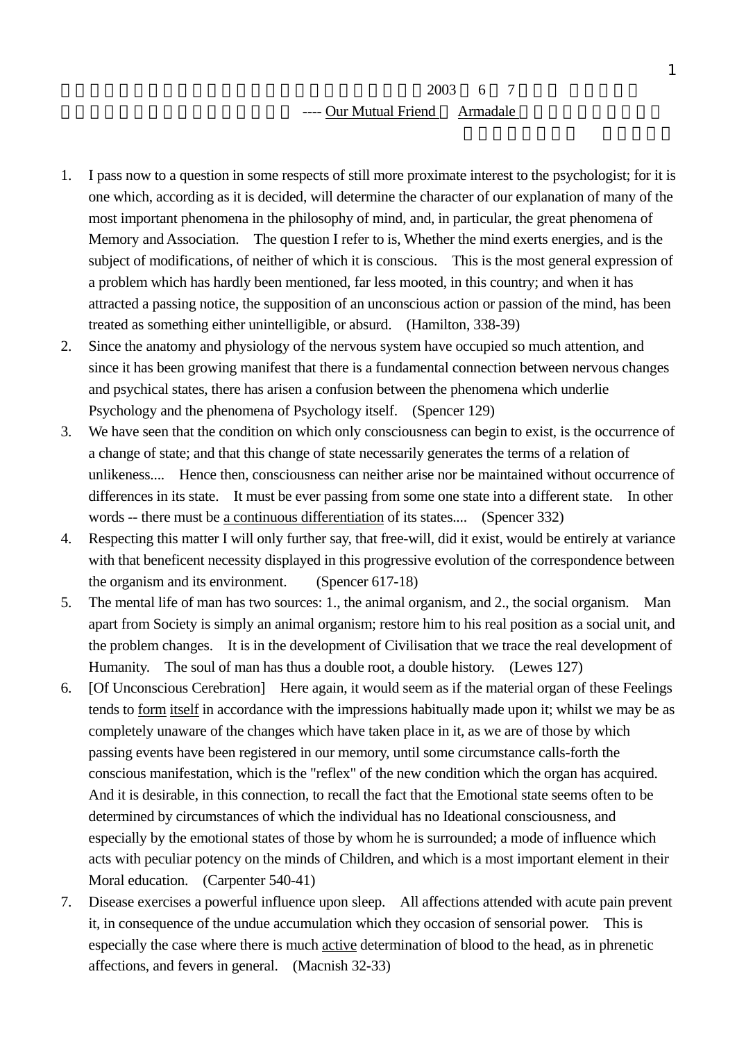2003 6 7

---- Our Mutual Friend Armadale

1. I pass now to a question in some respects of still more proximate interest to the psychologist; for it is one which, according as it is decided, will determine the character of our explanation of many of the most important phenomena in the philosophy of mind, and, in particular, the great phenomena of Memory and Association. The question I refer to is, Whether the mind exerts energies, and is the subject of modifications, of neither of which it is conscious. This is the most general expression of a problem which has hardly been mentioned, far less mooted, in this country; and when it has attracted a passing notice, the supposition of an unconscious action or passion of the mind, has been treated as something either unintelligible, or absurd. (Hamilton, 338-39)
2. Since the anatomy and physiology of the nervous system have occupied so much attention, and since it has been growing manifest that there is a fundamental connection between nervous changes and psychical states, there has arisen a confusion between the phenomena which underlie Psychology and the phenomena of Psychology itself. (Spencer 129)
3. We have seen that the condition on which only consciousness can begin to exist, is the occurrence of a change of state; and that this change of state necessarily generates the terms of a relation of unlikeness.... Hence then, consciousness can neither arise nor be maintained without occurrence of differences in its state. It must be ever passing from some one state into a different state. In other words -- there must be *a continuous differentiation* of its states.... (Spencer 332)
4. Respecting this matter I will only further say, that free-will, did it exist, would be entirely at variance with that beneficent necessity displayed in this progressive evolution of the correspondence between the organism and its environment. (Spencer 617-18)
5. The mental life of man has two sources: 1., the animal organism, and 2., the social organism. Man apart from Society is simply an animal organism; restore him to his real position as a social unit, and the problem changes. It is in the development of Civilisation that we trace the real development of Humanity. The soul of man has thus a double root, a double history. (Lewes 127)
6. [Of Unconscious Cerebration] Here again, it would seem as if the material organ of these Feelings tends to *form itself* in accordance with the impressions habitually made upon it; whilst we may be as completely unaware of the changes which have taken place in it, as we are of those by which passing events have been registered in our memory, until some circumstance calls-forth the conscious manifestation, which is the "reflex" of the new condition which the organ has acquired. And it is desirable, in this connection, to recall the fact that the Emotional state seems often to be determined by circumstances of which the individual has no Ideational consciousness, and especially by the emotional states of those by whom he is surrounded; a mode of influence which acts with peculiar potency on the minds of Children, and which is a most important element in their Moral education. (Carpenter 540-41)
7. Disease exercises a powerful influence upon sleep. All affections attended with acute pain prevent it, in consequence of the undue accumulation which they occasion of sensorial power. This is especially the case where there is much *active* determination of blood to the head, as in phrenetic affections, and fevers in general. (Macnish 32-33)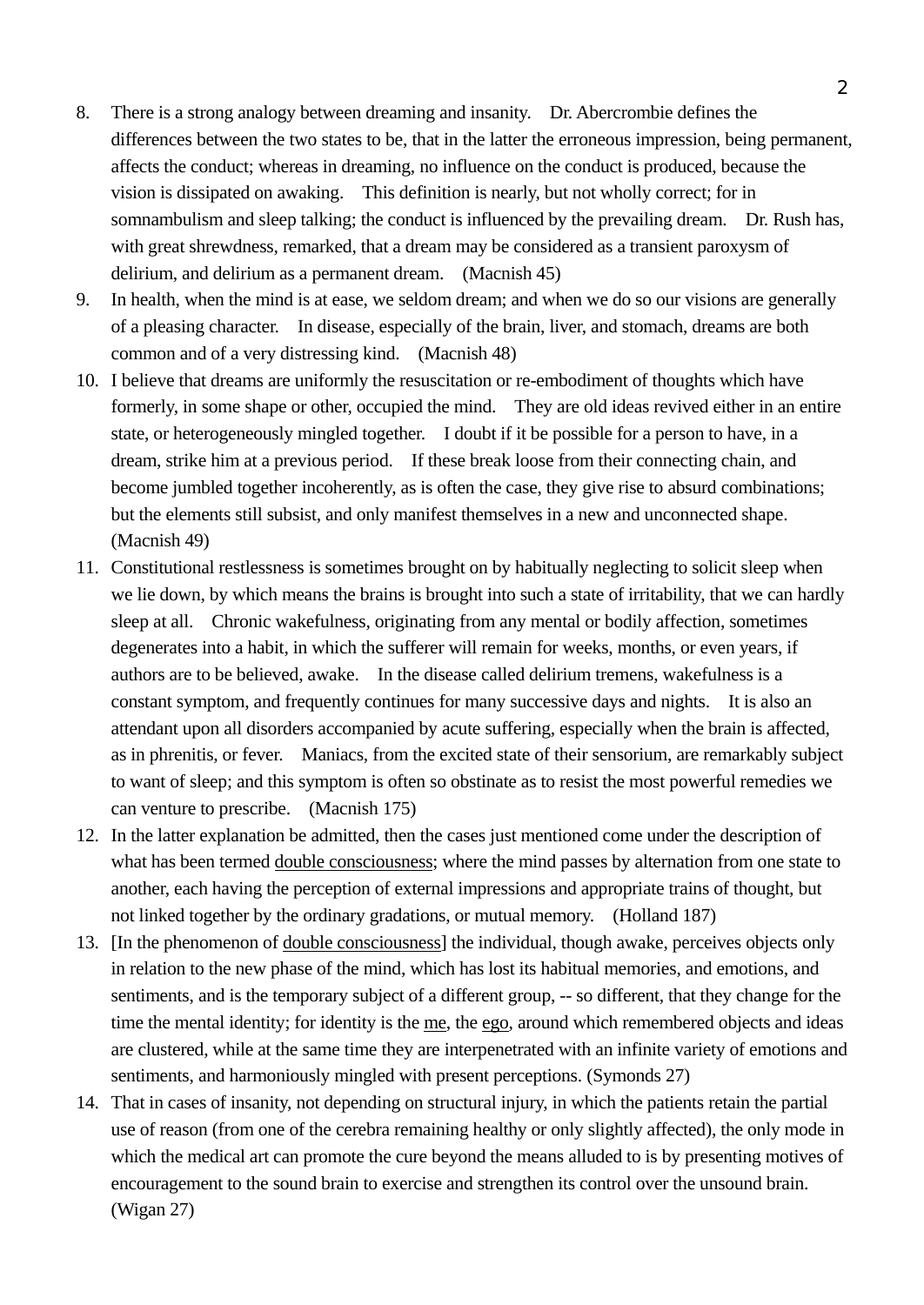8. There is a strong analogy between dreaming and insanity. Dr. Abercrombie defines the differences between the two states to be, that in the latter the erroneous impression, being permanent, affects the conduct; whereas in dreaming, no influence on the conduct is produced, because the vision is dissipated on awaking. This definition is nearly, but not wholly correct; for in somnambulism and sleep talking; the conduct is influenced by the prevailing dream. Dr. Rush has, with great shrewdness, remarked, that a dream may be considered as a transient paroxysm of delirium, and delirium as a permanent dream. (Macnish 45)
9. In health, when the mind is at ease, we seldom dream; and when we do so our visions are generally of a pleasing character. In disease, especially of the brain, liver, and stomach, dreams are both common and of a very distressing kind. (Macnish 48)
10. I believe that dreams are uniformly the resuscitation or re-embodiment of thoughts which have formerly, in some shape or other, occupied the mind. They are old ideas revived either in an entire state, or heterogeneously mingled together. I doubt if it be possible for a person to have, in a dream, strike him at a previous period. If these break loose from their connecting chain, and become jumbled together incoherently, as is often the case, they give rise to absurd combinations; but the elements still subsist, and only manifest themselves in a new and unconnected shape. (Macnish 49)
11. Constitutional restlessness is sometimes brought on by habitually neglecting to solicit sleep when we lie down, by which means the brains is brought into such a state of irritability, that we can hardly sleep at all. Chronic wakefulness, originating from any mental or bodily affection, sometimes degenerates into a habit, in which the sufferer will remain for weeks, months, or even years, if authors are to be believed, awake. In the disease called delirium tremens, wakefulness is a constant symptom, and frequently continues for many successive days and nights. It is also an attendant upon all disorders accompanied by acute suffering, especially when the brain is affected, as in phrenitis, or fever. Maniacs, from the excited state of their sensorium, are remarkably subject to want of sleep; and this symptom is often so obstinate as to resist the most powerful remedies we can venture to prescribe. (Macnish 175)
12. In the latter explanation be admitted, then the cases just mentioned come under the description of what has been termed <u>double consciousness</u>; where the mind passes by alternation from one state to another, each having the perception of external impressions and appropriate trains of thought, but not linked together by the ordinary gradations, or mutual memory. (Holland 187)
13. [In the phenomenon of <u>double consciousness</u>] the individual, though awake, perceives objects only in relation to the new phase of the mind, which has lost its habitual memories, and emotions, and sentiments, and is the temporary subject of a different group, -- so different, that they change for the time the mental identity; for identity is the <u>me</u>, the <u>ego</u>, around which remembered objects and ideas are clustered, while at the same time they are interpenetrated with an infinite variety of emotions and sentiments, and harmoniously mingled with present perceptions. (Symonds 27)
14. That in cases of insanity, not depending on structural injury, in which the patients retain the partial use of reason (from one of the cerebra remaining healthy or only slightly affected), the only mode in which the medical art can promote the cure beyond the means alluded to is by presenting motives of encouragement to the sound brain to exercise and strengthen its control over the unsound brain. (Wigan 27)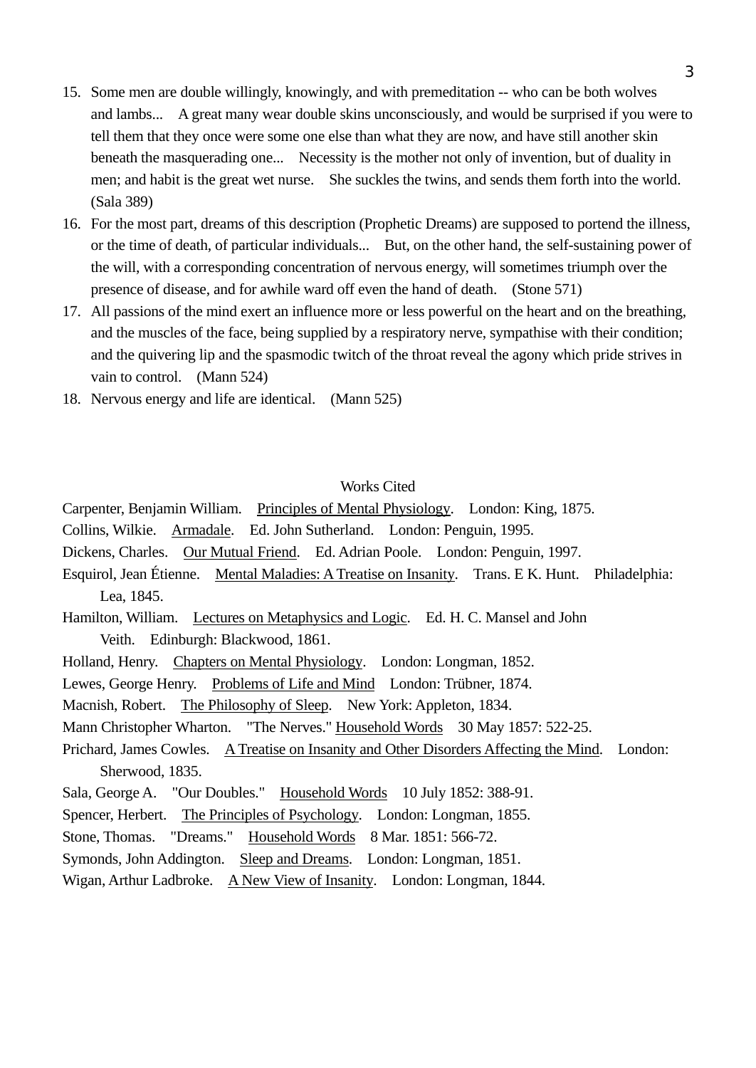15. Some men are double willingly, knowingly, and with premeditation -- who can be both wolves and lambs... A great many wear double skins unconsciously, and would be surprised if you were to tell them that they once were some one else than what they are now, and have still another skin beneath the masquerading one... Necessity is the mother not only of invention, but of duality in men; and habit is the great wet nurse. She suckles the twins, and sends them forth into the world. (Sala 389)
16. For the most part, dreams of this description (Prophetic Dreams) are supposed to portend the illness, or the time of death, of particular individuals... But, on the other hand, the self-sustaining power of the will, with a corresponding concentration of nervous energy, will sometimes triumph over the presence of disease, and for awhile ward off even the hand of death. (Stone 571)
17. All passions of the mind exert an influence more or less powerful on the heart and on the breathing, and the muscles of the face, being supplied by a respiratory nerve, sympathise with their condition; and the quivering lip and the spasmodic twitch of the throat reveal the agony which pride strives in vain to control. (Mann 524)
18. Nervous energy and life are identical. (Mann 525)

## Works Cited

Carpenter, Benjamin William. Principles of Mental Physiology. London: King, 1875.

Collins, Wilkie. Armadale. Ed. John Sutherland. London: Penguin, 1995.

Dickens, Charles. Our Mutual Friend. Ed. Adrian Poole. London: Penguin, 1997.

Esquirol, Jean Étienne. Mental Maladies: A Treatise on Insanity. Trans. E K. Hunt. Philadelphia: Lea, 1845.

Hamilton, William. Lectures on Metaphysics and Logic. Ed. H. C. Mansel and John Veith. Edinburgh: Blackwood, 1861.

Holland, Henry. Chapters on Mental Physiology. London: Longman, 1852.

Lewes, George Henry. Problems of Life and Mind London: Trübner, 1874.

Macnish, Robert. The Philosophy of Sleep. New York: Appleton, 1834.

Mann Christopher Wharton. "The Nerves." Household Words 30 May 1857: 522-25.

Prichard, James Cowles. A Treatise on Insanity and Other Disorders Affecting the Mind. London: Sherwood, 1835.

Sala, George A. "Our Doubles." Household Words 10 July 1852: 388-91.

Spencer, Herbert. The Principles of Psychology. London: Longman, 1855.

Stone, Thomas. "Dreams." Household Words 8 Mar. 1851: 566-72.

Symonds, John Addington. Sleep and Dreams. London: Longman, 1851.

Wigan, Arthur Ladbroke. A New View of Insanity. London: Longman, 1844.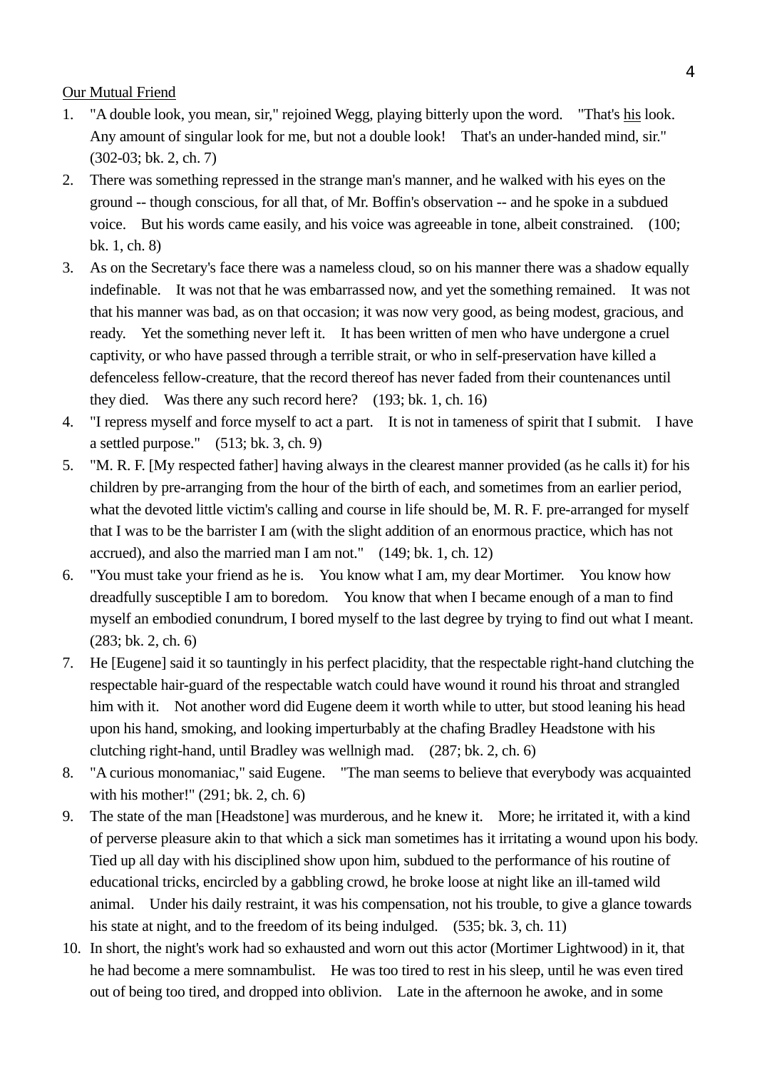<u>Our Mutual Friend</u>

1. "A double look, you mean, sir," rejoined Wegg, playing bitterly upon the word. "That's <u>his</u> look. Any amount of singular look for me, but not a double look! That's an under-handed mind, sir." (302-03; bk. 2, ch. 7)
2. There was something repressed in the strange man's manner, and he walked with his eyes on the ground -- though conscious, for all that, of Mr. Boffin's observation -- and he spoke in a subdued voice. But his words came easily, and his voice was agreeable in tone, albeit constrained. (100; bk. 1, ch. 8)
3. As on the Secretary's face there was a nameless cloud, so on his manner there was a shadow equally indefinable. It was not that he was embarrassed now, and yet the something remained. It was not that his manner was bad, as on that occasion; it was now very good, as being modest, gracious, and ready. Yet the something never left it. It has been written of men who have undergone a cruel captivity, or who have passed through a terrible strait, or who in self-preservation have killed a defenceless fellow-creature, that the record thereof has never faded from their countenances until they died. Was there any such record here? (193; bk. 1, ch. 16)
4. "I repress myself and force myself to act a part. It is not in tameness of spirit that I submit. I have a settled purpose." (513; bk. 3, ch. 9)
5. "M. R. F. [My respected father] having always in the clearest manner provided (as he calls it) for his children by pre-arranging from the hour of the birth of each, and sometimes from an earlier period, what the devoted little victim's calling and course in life should be, M. R. F. pre-arranged for myself that I was to be the barrister I am (with the slight addition of an enormous practice, which has not accrued), and also the married man I am not." (149; bk. 1, ch. 12)
6. "You must take your friend as he is. You know what I am, my dear Mortimer. You know how dreadfully susceptible I am to boredom. You know that when I became enough of a man to find myself an embodied conundrum, I bored myself to the last degree by trying to find out what I meant. (283; bk. 2, ch. 6)
7. He [Eugene] said it so tauntingly in his perfect placidity, that the respectable right-hand clutching the respectable hair-guard of the respectable watch could have wound it round his throat and strangled him with it. Not another word did Eugene deem it worth while to utter, but stood leaning his head upon his hand, smoking, and looking imperturbably at the chafing Bradley Headstone with his clutching right-hand, until Bradley was wellnigh mad. (287; bk. 2, ch. 6)
8. "A curious monomaniac," said Eugene. "The man seems to believe that everybody was acquainted with his mother!" (291; bk. 2, ch. 6)
9. The state of the man [Headstone] was murderous, and he knew it. More; he irritated it, with a kind of perverse pleasure akin to that which a sick man sometimes has it irritating a wound upon his body. Tied up all day with his disciplined show upon him, subdued to the performance of his routine of educational tricks, encircled by a gabbling crowd, he broke loose at night like an ill-tamed wild animal. Under his daily restraint, it was his compensation, not his trouble, to give a glance towards his state at night, and to the freedom of its being indulged. (535; bk. 3, ch. 11)
10. In short, the night's work had so exhausted and worn out this actor (Mortimer Lightwood) in it, that he had become a mere somnambulist. He was too tired to rest in his sleep, until he was even tired out of being too tired, and dropped into oblivion. Late in the afternoon he awoke, and in some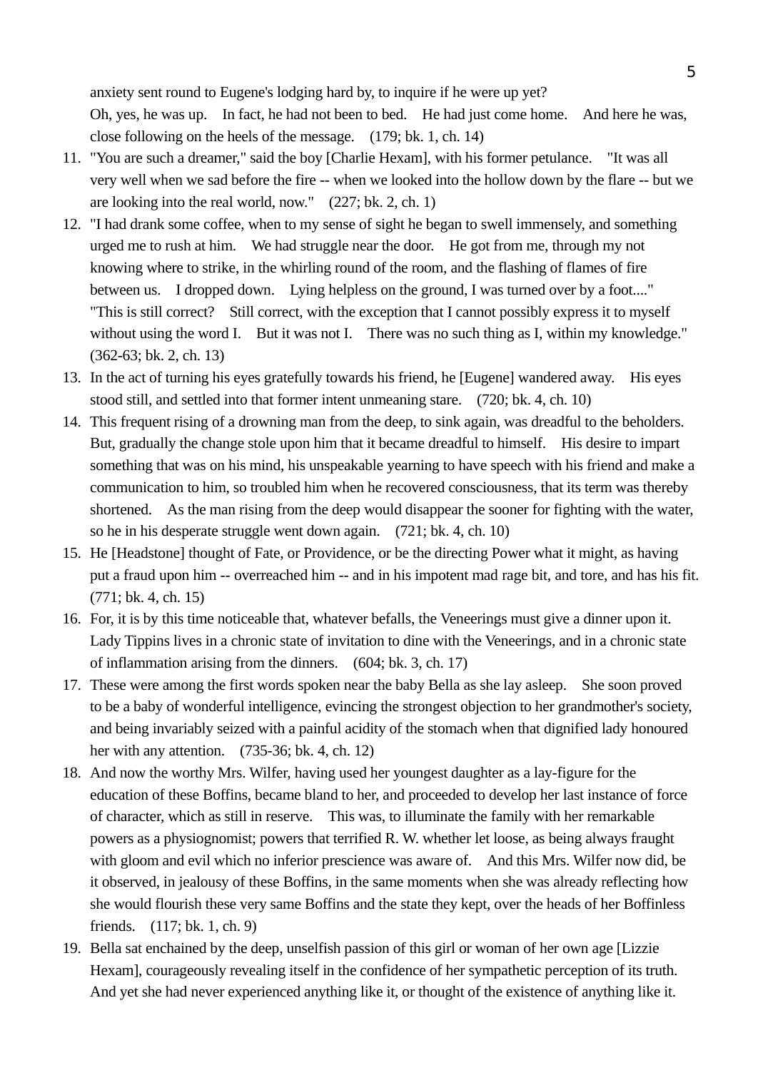anxiety sent round to Eugene's lodging hard by, to inquire if he were up yet?
Oh, yes, he was up. In fact, he had not been to bed. He had just come home. And here he was, close following on the heels of the message. (179; bk. 1, ch. 14)

11. "You are such a dreamer," said the boy [Charlie Hexam], with his former petulance. "It was all very well when we sad before the fire -- when we looked into the hollow down by the flare -- but we are looking into the real world, now." (227; bk. 2, ch. 1)
12. "I had drank some coffee, when to my sense of sight he began to swell immensely, and something urged me to rush at him. We had struggle near the door. He got from me, through my not knowing where to strike, in the whirling round of the room, and the flashing of flames of fire between us. I dropped down. Lying helpless on the ground, I was turned over by a foot...." "This is still correct? Still correct, with the exception that I cannot possibly express it to myself without using the word I. But it was not I. There was no such thing as I, within my knowledge." (362-63; bk. 2, ch. 13)
13. In the act of turning his eyes gratefully towards his friend, he [Eugene] wandered away. His eyes stood still, and settled into that former intent unmeaning stare. (720; bk. 4, ch. 10)
14. This frequent rising of a drowning man from the deep, to sink again, was dreadful to the beholders. But, gradually the change stole upon him that it became dreadful to himself. His desire to impart something that was on his mind, his unspeakable yearning to have speech with his friend and make a communication to him, so troubled him when he recovered consciousness, that its term was thereby shortened. As the man rising from the deep would disappear the sooner for fighting with the water, so he in his desperate struggle went down again. (721; bk. 4, ch. 10)
15. He [Headstone] thought of Fate, or Providence, or be the directing Power what it might, as having put a fraud upon him -- overreached him -- and in his impotent mad rage bit, and tore, and has his fit. (771; bk. 4, ch. 15)
16. For, it is by this time noticeable that, whatever befalls, the Veneerings must give a dinner upon it. Lady Tippins lives in a chronic state of invitation to dine with the Veneerings, and in a chronic state of inflammation arising from the dinners. (604; bk. 3, ch. 17)
17. These were among the first words spoken near the baby Bella as she lay asleep. She soon proved to be a baby of wonderful intelligence, evincing the strongest objection to her grandmother's society, and being invariably seized with a painful acidity of the stomach when that dignified lady honoured her with any attention. (735-36; bk. 4, ch. 12)
18. And now the worthy Mrs. Wilfer, having used her youngest daughter as a lay-figure for the education of these Boffins, became bland to her, and proceeded to develop her last instance of force of character, which as still in reserve. This was, to illuminate the family with her remarkable powers as a physiognomist; powers that terrified R. W. whether let loose, as being always fraught with gloom and evil which no inferior prescience was aware of. And this Mrs. Wilfer now did, be it observed, in jealousy of these Boffins, in the same moments when she was already reflecting how she would flourish these very same Boffins and the state they kept, over the heads of her Boffinless friends. (117; bk. 1, ch. 9)
19. Bella sat enchained by the deep, unselfish passion of this girl or woman of her own age [Lizzie Hexam], courageously revealing itself in the confidence of her sympathetic perception of its truth. And yet she had never experienced anything like it, or thought of the existence of anything like it.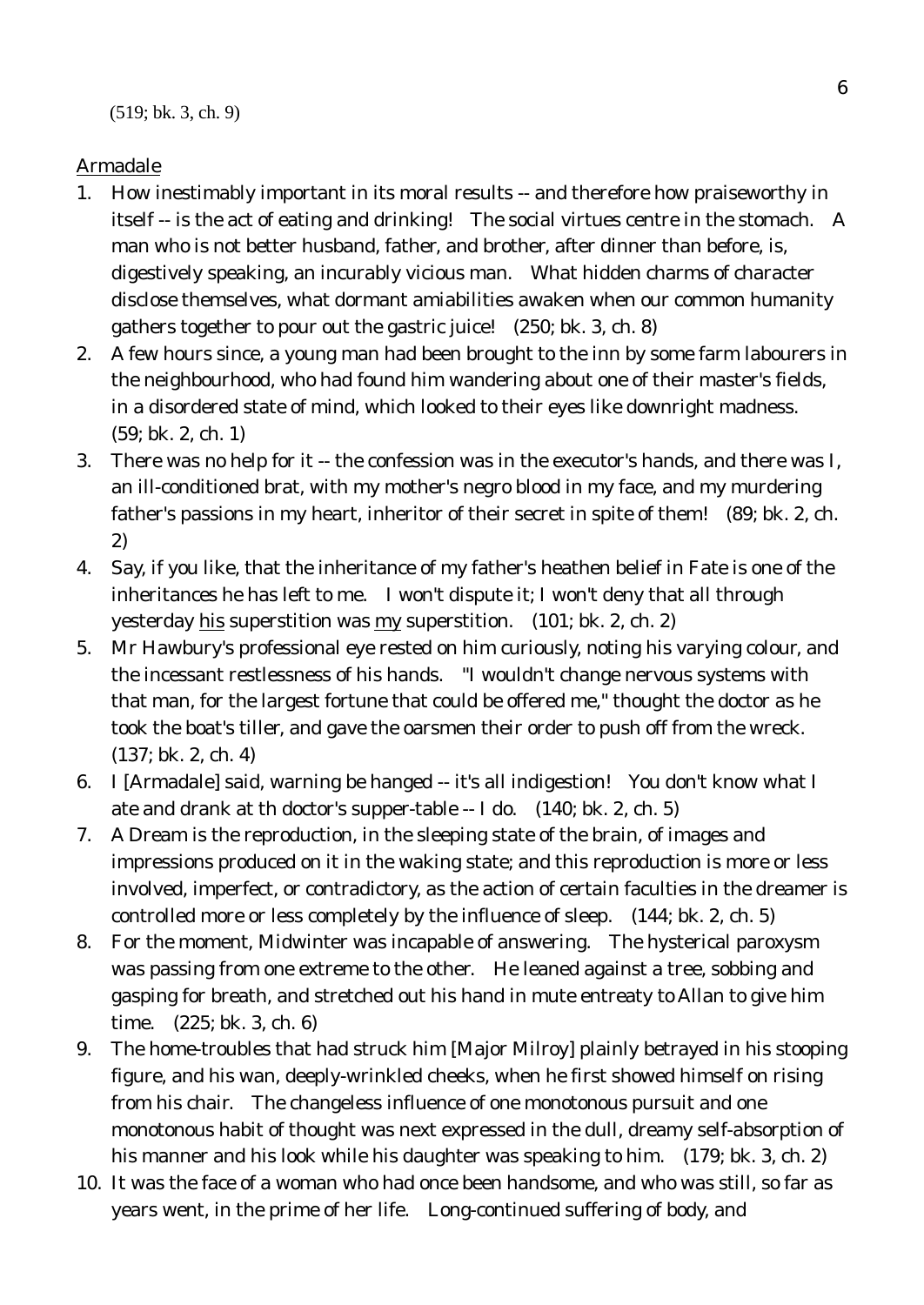(519; bk. 3, ch. 9)

Armadale

1. How inestimably important in its moral results -- and therefore how praiseworthy in itself -- is the act of eating and drinking! The social virtues centre in the stomach. A man who is not better husband, father, and brother, after dinner than before, is, digestively speaking, an incurably vicious man. What hidden charms of character disclose themselves, what dormant amiabilities awaken when our common humanity gathers together to pour out the gastric juice! (250; bk. 3, ch. 8)
2. A few hours since, a young man had been brought to the inn by some farm labourers in the neighbourhood, who had found him wandering about one of their master's fields, in a disordered state of mind, which looked to their eyes like downright madness. (59; bk. 2, ch. 1)
3. There was no help for it -- the confession was in the executor's hands, and there was I, an ill-conditioned brat, with my mother's negro blood in my face, and my murdering father's passions in my heart, inheritor of their secret in spite of them! (89; bk. 2, ch. 2)
4. Say, if you like, that the inheritance of my father's heathen belief in Fate is one of the inheritances he has left to me. I won't dispute it; I won't deny that all through yesterday <u>his</u> superstition was <u>my</u> superstition. (101; bk. 2, ch. 2)
5. Mr Hawbury's professional eye rested on him curiously, noting his varying colour, and the incessant restlessness of his hands. "I wouldn't change nervous systems with that man, for the largest fortune that could be offered me," thought the doctor as he took the boat's tiller, and gave the oarsmen their order to push off from the wreck. (137; bk. 2, ch. 4)
6. I [Armadale] said, warning be hanged -- it's all indigestion! You don't know what I ate and drank at th doctor's supper-table -- I do. (140; bk. 2, ch. 5)
7. A Dream is the reproduction, in the sleeping state of the brain, of images and impressions produced on it in the waking state; and this reproduction is more or less involved, imperfect, or contradictory, as the action of certain faculties in the dreamer is controlled more or less completely by the influence of sleep. (144; bk. 2, ch. 5)
8. For the moment, Midwinter was incapable of answering. The hysterical paroxysm was passing from one extreme to the other. He leaned against a tree, sobbing and gasping for breath, and stretched out his hand in mute entreaty to Allan to give him time. (225; bk. 3, ch. 6)
9. The home-troubles that had struck him [Major Milroy] plainly betrayed in his stooping figure, and his wan, deeply-wrinkled cheeks, when he first showed himself on rising from his chair. The changeless influence of one monotonous pursuit and one monotonous habit of thought was next expressed in the dull, dreamy self-absorption of his manner and his look while his daughter was speaking to him. (179; bk. 3, ch. 2)
10. It was the face of a woman who had once been handsome, and who was still, so far as years went, in the prime of her life. Long-continued suffering of body, and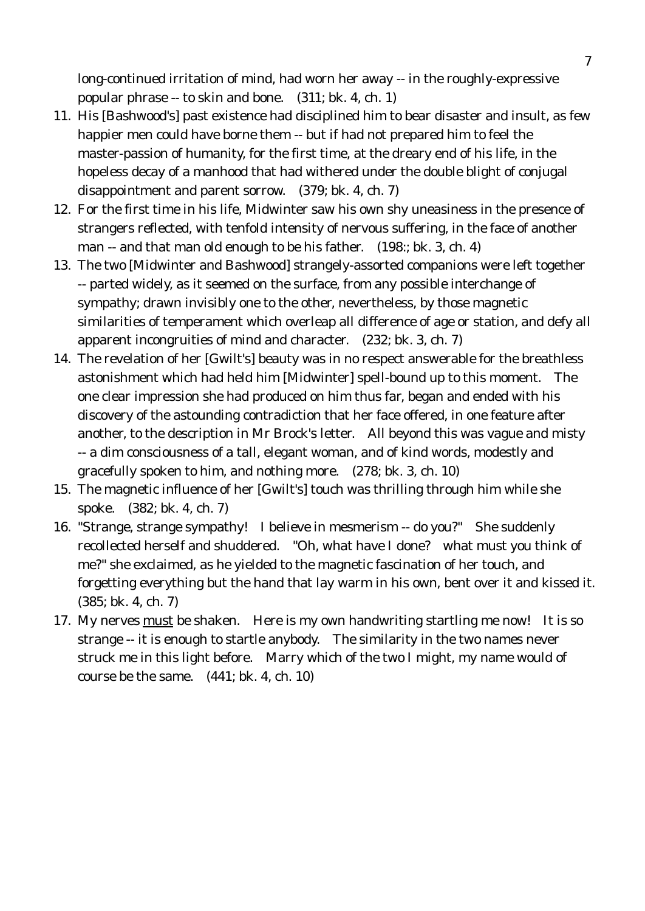long-continued irritation of mind, had worn her away -- in the roughly-expressive popular phrase -- to skin and bone. (311; bk. 4, ch. 1)

11. His [Bashwood's] past existence had disciplined him to bear disaster and insult, as few happier men could have borne them -- but if had not prepared him to feel the master-passion of humanity, for the first time, at the dreary end of his life, in the hopeless decay of a manhood that had withered under the double blight of conjugal disappointment and parent sorrow. (379; bk. 4, ch. 7)
12. For the first time in his life, Midwinter saw his own shy uneasiness in the presence of strangers reflected, with tenfold intensity of nervous suffering, in the face of another man -- and that man old enough to be his father. (198:; bk. 3, ch. 4)
13. The two [Midwinter and Bashwood] strangely-assorted companions were left together -- parted widely, as it seemed on the surface, from any possible interchange of sympathy; drawn invisibly one to the other, nevertheless, by those magnetic similarities of temperament which overleap all difference of age or station, and defy all apparent incongruities of mind and character. (232; bk. 3, ch. 7)
14. The revelation of her [Gwilt's] beauty was in no respect answerable for the breathless astonishment which had held him [Midwinter] spell-bound up to this moment. The one clear impression she had produced on him thus far, began and ended with his discovery of the astounding contradiction that her face offered, in one feature after another, to the description in Mr Brock's letter. All beyond this was vague and misty -- a dim consciousness of a tall, elegant woman, and of kind words, modestly and gracefully spoken to him, and nothing more. (278; bk. 3, ch. 10)
15. The magnetic influence of her [Gwilt's] touch was thrilling through him while she spoke. (382; bk. 4, ch. 7)
16. "Strange, strange sympathy! I believe in mesmerism -- do you?" She suddenly recollected herself and shuddered. "Oh, what have I done? what must you think of me?" she exclaimed, as he yielded to the magnetic fascination of her touch, and forgetting everything but the hand that lay warm in his own, bent over it and kissed it. (385; bk. 4, ch. 7)
17. My nerves must be shaken. Here is my own handwriting startling me now! It is so strange -- it is enough to startle anybody. The similarity in the two names never struck me in this light before. Marry which of the two I might, my name would of course be the same. (441; bk. 4, ch. 10)